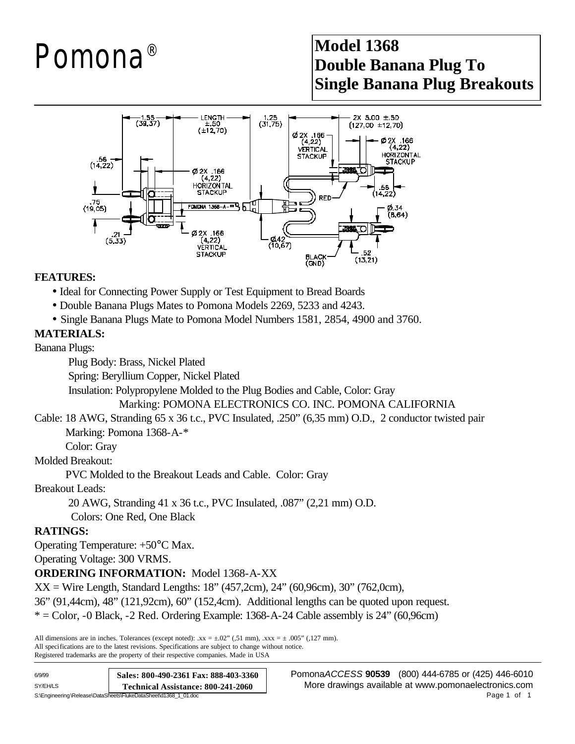Pomona®

# Model 1368 Double Banana Plug To Single Banana Plug Breakouts

**FEATURES:**

- Ideal for Connecting Power Supply or Test Equipment to Bread Boards
- Double Banana Plugs Mates to Pomona Models 2269, 5233 and 4243.
- Single Banana Plugs Mate to Pomona Model Numbers 1581, 2854, 4900 and 3760.

**MATERIALS:**

Banana Plugs:

Plug Body: Brass, Nickel Plated

Spring: Beryllium Copper, Nickel Plated

Insulation: Polypropylene Molded to the Plug Bodies and Cable, Color: Gray

Marking: POMONA ELECTRONICS CO. INC. POMONA CALIFORNIA

Cable: 18 AWG, Stranding 65 x 36 t.c., PVC Insulated, .250" (6,35 mm) O.D., 2 conductor twisted pair

Marking: Pomona 1368-A-*

Color: Gray

Molded Breakout:

PVC Molded to the Breakout Leads and Cable. Color: Gray

Breakout Leads:

20 AWG, Stranding 41 x 36 t.c., PVC Insulated, .087" (2,21 mm) O.D.

Colors: One Red, One Black

**RATINGS:**

Operating Temperature: +50°C Max.

Operating Voltage: 300 VRMS.

**ORDERING INFORMATION:** Model 1368-A-XX

XX = Wire Length, Standard Lengths: 18" (457,2cm), 24" (60,96cm), 30" (762,0cm), 36" (91,44cm), 48" (121,92cm), 60" (152,4cm). Additional lengths can be quoted upon request.

* = Color, -0 Black, -2 Red. Ordering Example: 1368-A-24 Cable assembly is 24" (60,96cm)

All dimensions are in inches. Tolerances (except noted): .xx = ±.02" (,51 mm), .xxx = ± .005" (,127 mm).
All specifications are to the latest revisions. Specifications are subject to change without notice.
Registered trademarks are the property of their respective companies. Made in USA

6/9/99
SY/EH/LS
S:\Engineering\Release\DataSheets\FlukeDataSheet\d1368_1_01.doc

**Sales: 800-490-2361 Fax: 888-403-3360**
**Technical Assistance: 800-241-2060**

Pomona*ACCESS* **90539** (800) 444-6785 or (425) 446-6010
More drawings available at www.pomonaelectronics.com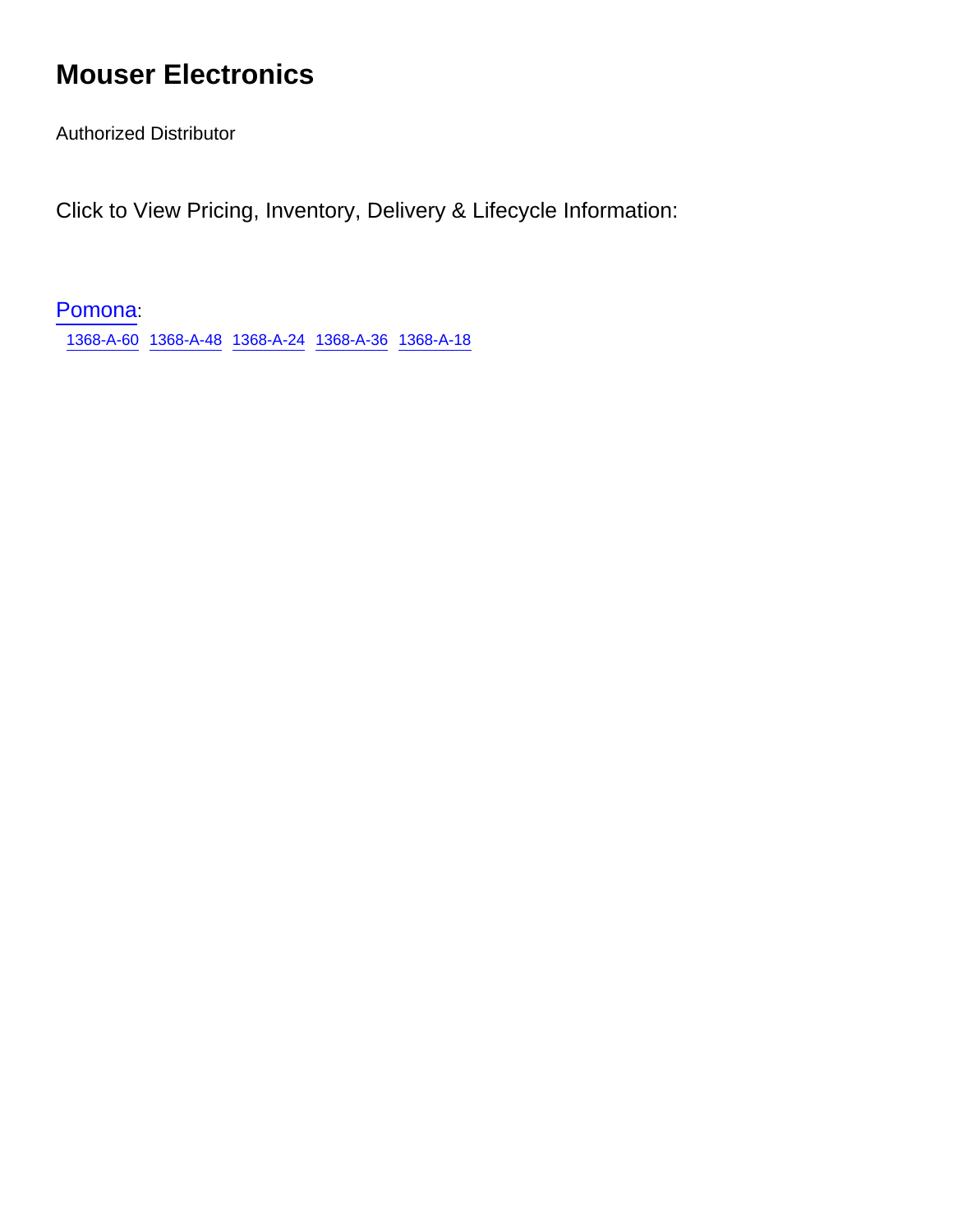# Mouser Electronics

Authorized Distributor

Click to View Pricing, Inventory, Delivery & Lifecycle Information:

Pomona:

1368-A-60 1368-A-48 1368-A-24 1368-A-36 1368-A-18